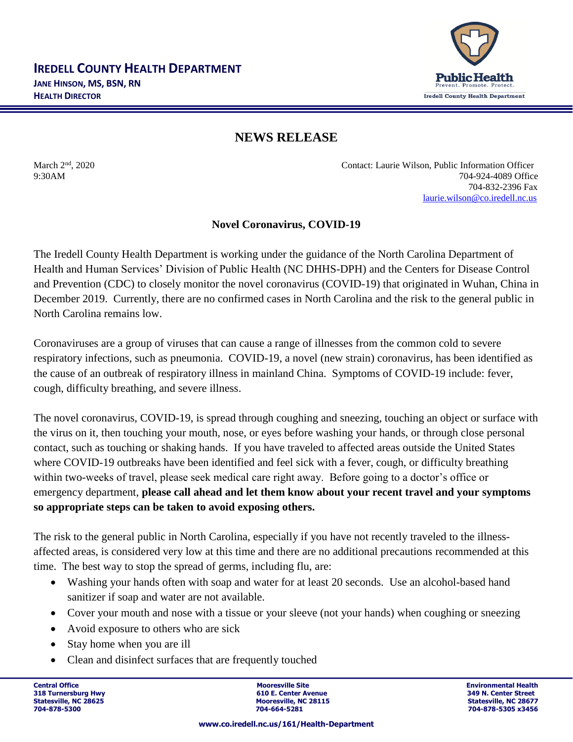# IREDELL COUNTY HEALTH DEPARTMENT

**JANE HINSON, MS, BSN, RN**
**HEALTH DIRECTOR**

Public Health
Prevent. Promote. Protect.
Iredell County Health Department

## NEWS RELEASE

March 2nd, 2020
9:30AM

Contact: Laurie Wilson, Public Information Officer
704-924-4089 Office
704-832-2396 Fax
laurie.wilson@co.iredell.nc.us

### Novel Coronavirus, COVID-19

The Iredell County Health Department is working under the guidance of the North Carolina Department of Health and Human Services' Division of Public Health (NC DHHS-DPH) and the Centers for Disease Control and Prevention (CDC) to closely monitor the novel coronavirus (COVID-19) that originated in Wuhan, China in December 2019. Currently, there are no confirmed cases in North Carolina and the risk to the general public in North Carolina remains low.

Coronaviruses are a group of viruses that can cause a range of illnesses from the common cold to severe respiratory infections, such as pneumonia. COVID-19, a novel (new strain) coronavirus, has been identified as the cause of an outbreak of respiratory illness in mainland China. Symptoms of COVID-19 include: fever, cough, difficulty breathing, and severe illness.

The novel coronavirus, COVID-19, is spread through coughing and sneezing, touching an object or surface with the virus on it, then touching your mouth, nose, or eyes before washing your hands, or through close personal contact, such as touching or shaking hands. If you have traveled to affected areas outside the United States where COVID-19 outbreaks have been identified and feel sick with a fever, cough, or difficulty breathing within two-weeks of travel, please seek medical care right away. Before going to a doctor's office or emergency department, **please call ahead and let them know about your recent travel and your symptoms so appropriate steps can be taken to avoid exposing others.**

The risk to the general public in North Carolina, especially if you have not recently traveled to the illness-affected areas, is considered very low at this time and there are no additional precautions recommended at this time. The best way to stop the spread of germs, including flu, are:

- Washing your hands often with soap and water for at least 20 seconds. Use an alcohol-based hand sanitizer if soap and water are not available.
- Cover your mouth and nose with a tissue or your sleeve (not your hands) when coughing or sneezing
- Avoid exposure to others who are sick
- Stay home when you are ill
- Clean and disinfect surfaces that are frequently touched

**Central Office**
**318 Turnersburg Hwy**
**Statesville, NC 28625**
**704-878-5300**

**Mooresville Site**
**610 E. Center Avenue**
**Mooresville, NC 28115**
**704-664-5281**

**Environmental Health**
**349 N. Center Street**
**Statesville, NC 28677**
**704-878-5305 x3456**

**www.co.iredell.nc.us/161/Health-Department**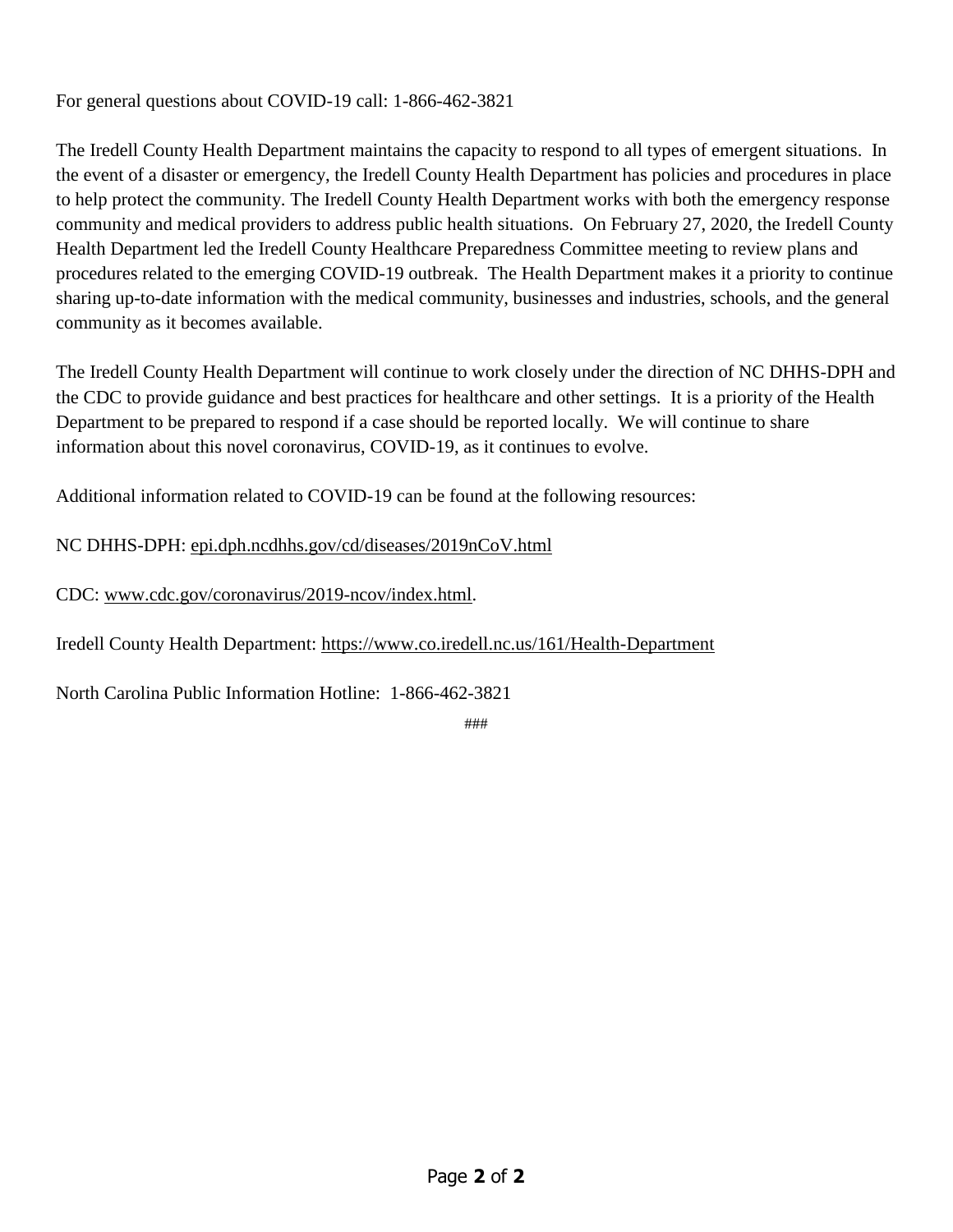For general questions about COVID-19 call: 1-866-462-3821

The Iredell County Health Department maintains the capacity to respond to all types of emergent situations. In the event of a disaster or emergency, the Iredell County Health Department has policies and procedures in place to help protect the community. The Iredell County Health Department works with both the emergency response community and medical providers to address public health situations. On February 27, 2020, the Iredell County Health Department led the Iredell County Healthcare Preparedness Committee meeting to review plans and procedures related to the emerging COVID-19 outbreak. The Health Department makes it a priority to continue sharing up-to-date information with the medical community, businesses and industries, schools, and the general community as it becomes available.

The Iredell County Health Department will continue to work closely under the direction of NC DHHS-DPH and the CDC to provide guidance and best practices for healthcare and other settings. It is a priority of the Health Department to be prepared to respond if a case should be reported locally. We will continue to share information about this novel coronavirus, COVID-19, as it continues to evolve.

Additional information related to COVID-19 can be found at the following resources:

NC DHHS-DPH: epi.dph.ncdhhs.gov/cd/diseases/2019nCoV.html

CDC: www.cdc.gov/coronavirus/2019-ncov/index.html.

Iredell County Health Department: https://www.co.iredell.nc.us/161/Health-Department

North Carolina Public Information Hotline: 1-866-462-3821

###